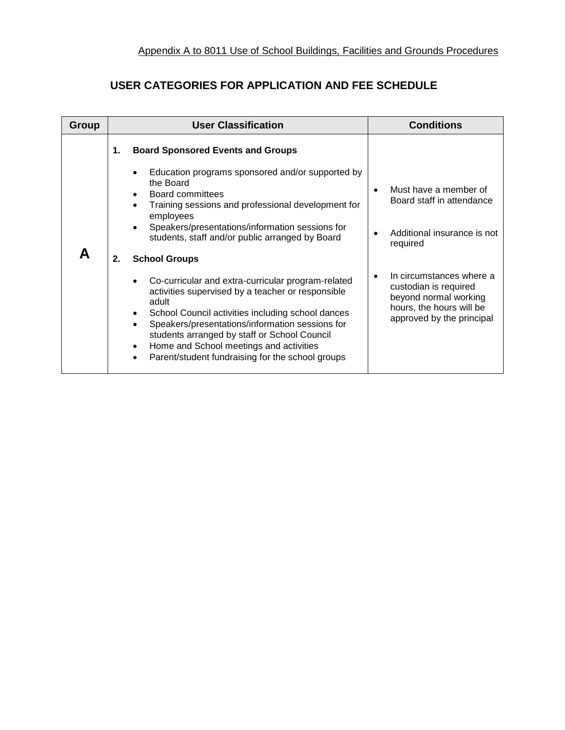Appendix A to 8011 Use of School Buildings, Facilities and Grounds Procedures

# USER CATEGORIES FOR APPLICATION AND FEE SCHEDULE

| Group | User Classification | Conditions |
|---|---|---|
| **A** | **1. Board Sponsored Events and Groups**<br>• Education programs sponsored and/or supported by the Board<br>• Board committees<br>• Training sessions and professional development for employees<br>• Speakers/presentations/information sessions for students, staff and/or public arranged by Board<br><br>**2. School Groups**<br>• Co-curricular and extra-curricular program-related activities supervised by a teacher or responsible adult<br>• School Council activities including school dances<br>• Speakers/presentations/information sessions for students arranged by staff or School Council<br>• Home and School meetings and activities<br>• Parent/student fundraising for the school groups | • Must have a member of Board staff in attendance<br><br>• Additional insurance is not required<br><br>• In circumstances where a custodian is required beyond normal working hours, the hours will be approved by the principal |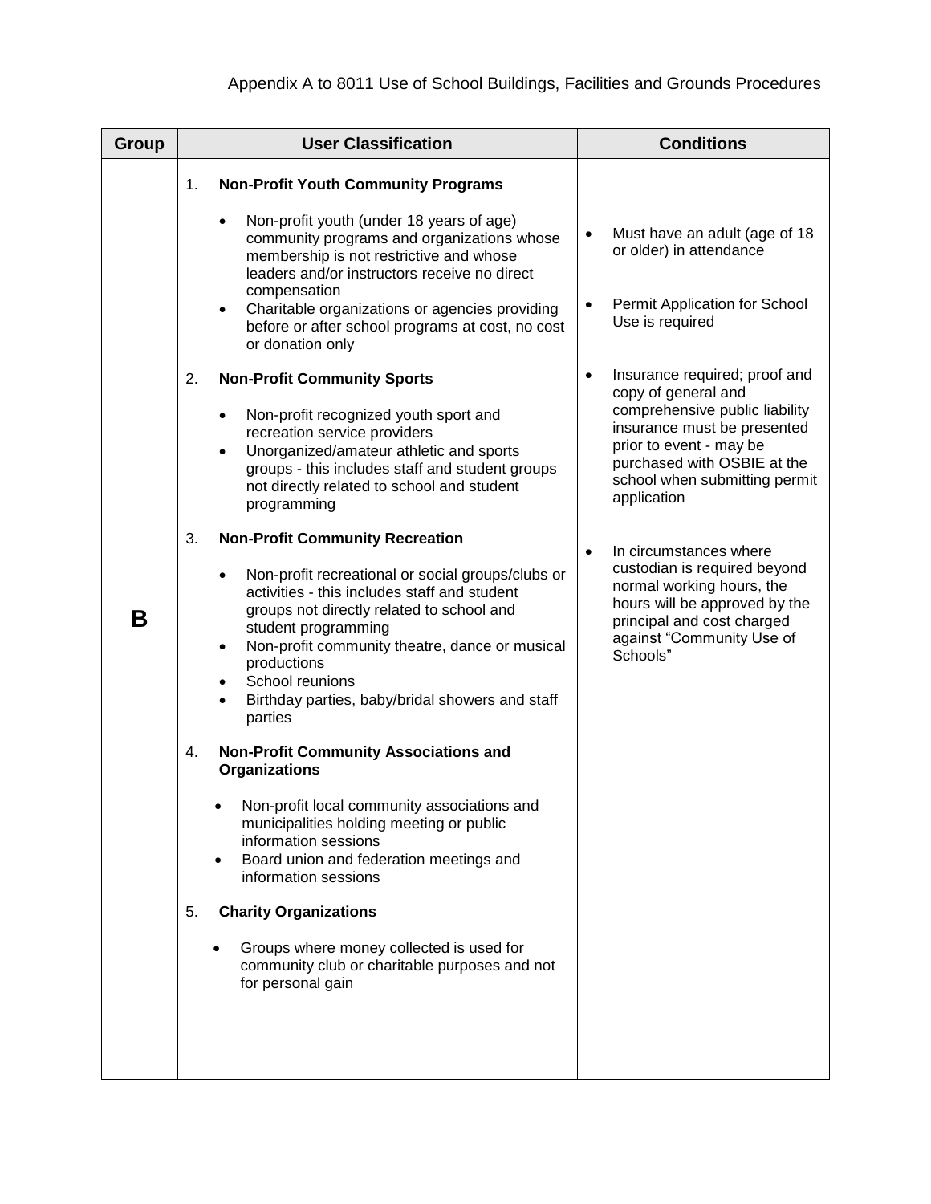Appendix A to 8011 Use of School Buildings, Facilities and Grounds Procedures

| Group | User Classification | Conditions |
|---|---|---|
| **B** | 1. **Non-Profit Youth Community Programs**<br>• Non-profit youth (under 18 years of age) community programs and organizations whose membership is not restrictive and whose leaders and/or instructors receive no direct compensation<br>• Charitable organizations or agencies providing before or after school programs at cost, no cost or donation only<br><br>2. **Non-Profit Community Sports**<br>• Non-profit recognized youth sport and recreation service providers<br>• Unorganized/amateur athletic and sports groups - this includes staff and student groups not directly related to school and student programming<br><br>3. **Non-Profit Community Recreation**<br>• Non-profit recreational or social groups/clubs or activities - this includes staff and student groups not directly related to school and student programming<br>• Non-profit community theatre, dance or musical productions<br>• School reunions<br>• Birthday parties, baby/bridal showers and staff parties<br><br>4. **Non-Profit Community Associations and Organizations**<br>• Non-profit local community associations and municipalities holding meeting or public information sessions<br>• Board union and federation meetings and information sessions<br><br>5. **Charity Organizations**<br>• Groups where money collected is used for community club or charitable purposes and not for personal gain | • Must have an adult (age of 18 or older) in attendance<br><br>• Permit Application for School Use is required<br><br>• Insurance required; proof and copy of general and comprehensive public liability insurance must be presented prior to event - may be purchased with OSBIE at the school when submitting permit application<br><br>• In circumstances where custodian is required beyond normal working hours, the hours will be approved by the principal and cost charged against "Community Use of Schools" |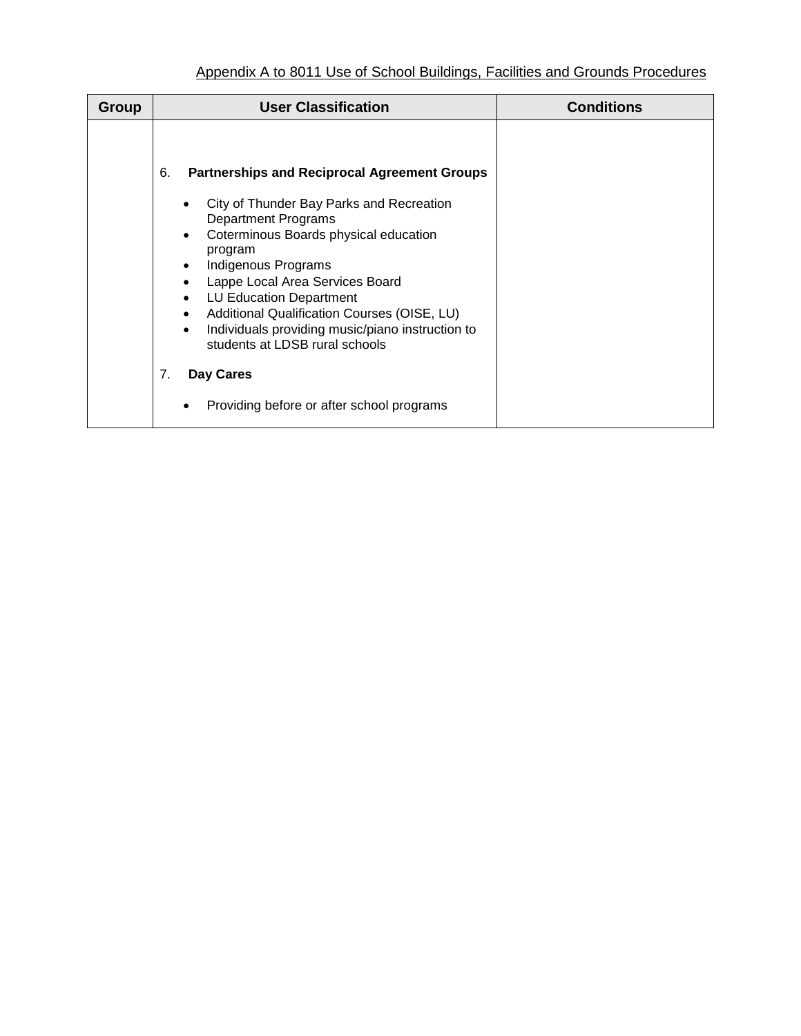Appendix A to 8011 Use of School Buildings, Facilities and Grounds Procedures

| Group | User Classification | Conditions |
| --- | --- | --- |
| | 6. **Partnerships and Reciprocal Agreement Groups**<br><br>• City of Thunder Bay Parks and Recreation Department Programs<br>• Coterminous Boards physical education program<br>• Indigenous Programs<br>• Lappe Local Area Services Board<br>• LU Education Department<br>• Additional Qualification Courses (OISE, LU)<br>• Individuals providing music/piano instruction to students at LDSB rural schools<br><br>7. **Day Cares**<br><br>• Providing before or after school programs | |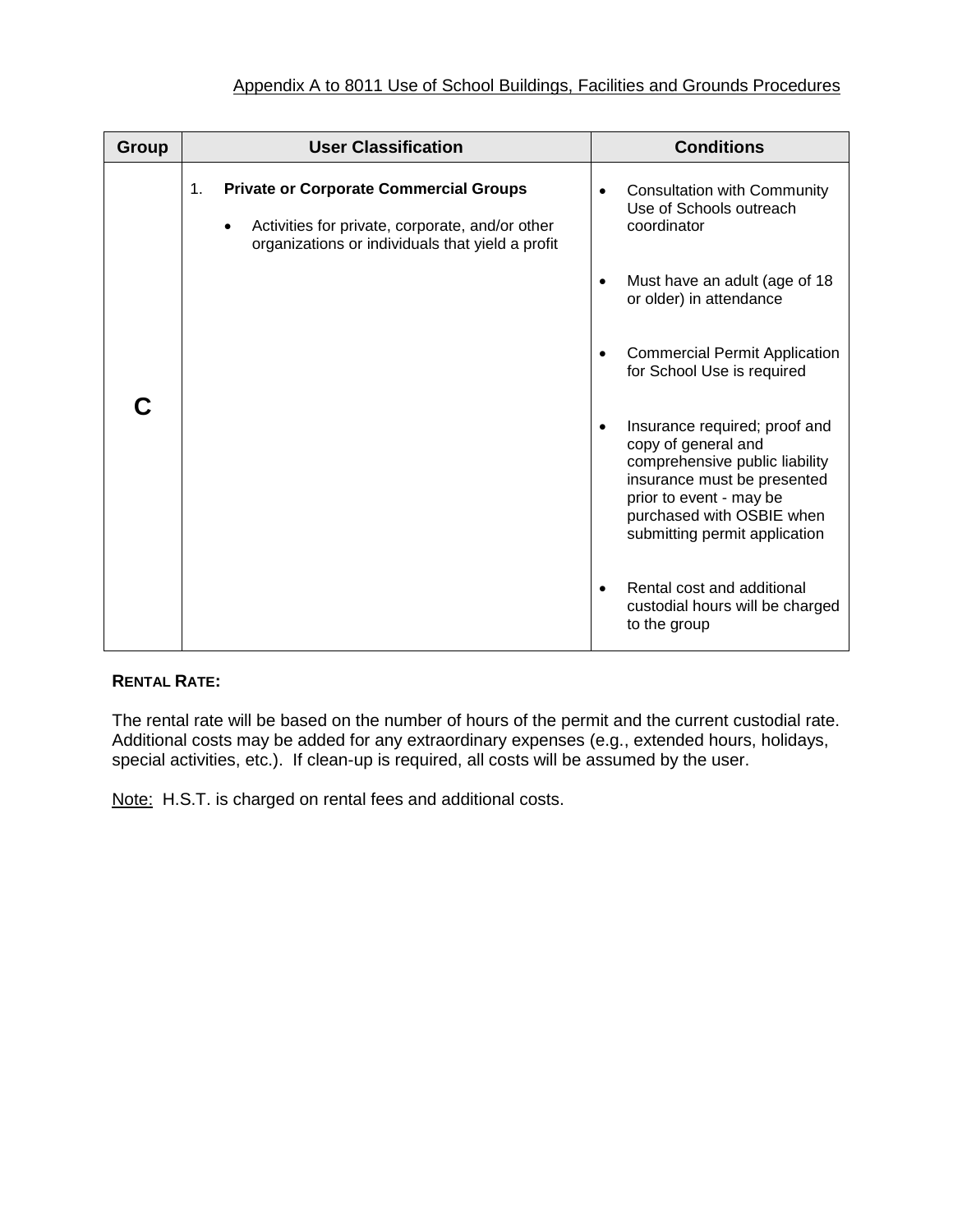Appendix A to 8011 Use of School Buildings, Facilities and Grounds Procedures

| Group | User Classification | Conditions |
|---|---|---|
| **C** | 1. **Private or Corporate Commercial Groups**<br>• Activities for private, corporate, and/or other organizations or individuals that yield a profit | • Consultation with Community Use of Schools outreach coordinator<br>• Must have an adult (age of 18 or older) in attendance<br>• Commercial Permit Application for School Use is required<br>• Insurance required; proof and copy of general and comprehensive public liability insurance must be presented prior to event - may be purchased with OSBIE when submitting permit application<br>• Rental cost and additional custodial hours will be charged to the group |

**RENTAL RATE:**

The rental rate will be based on the number of hours of the permit and the current custodial rate. Additional costs may be added for any extraordinary expenses (e.g., extended hours, holidays, special activities, etc.). If clean-up is required, all costs will be assumed by the user.

Note: H.S.T. is charged on rental fees and additional costs.